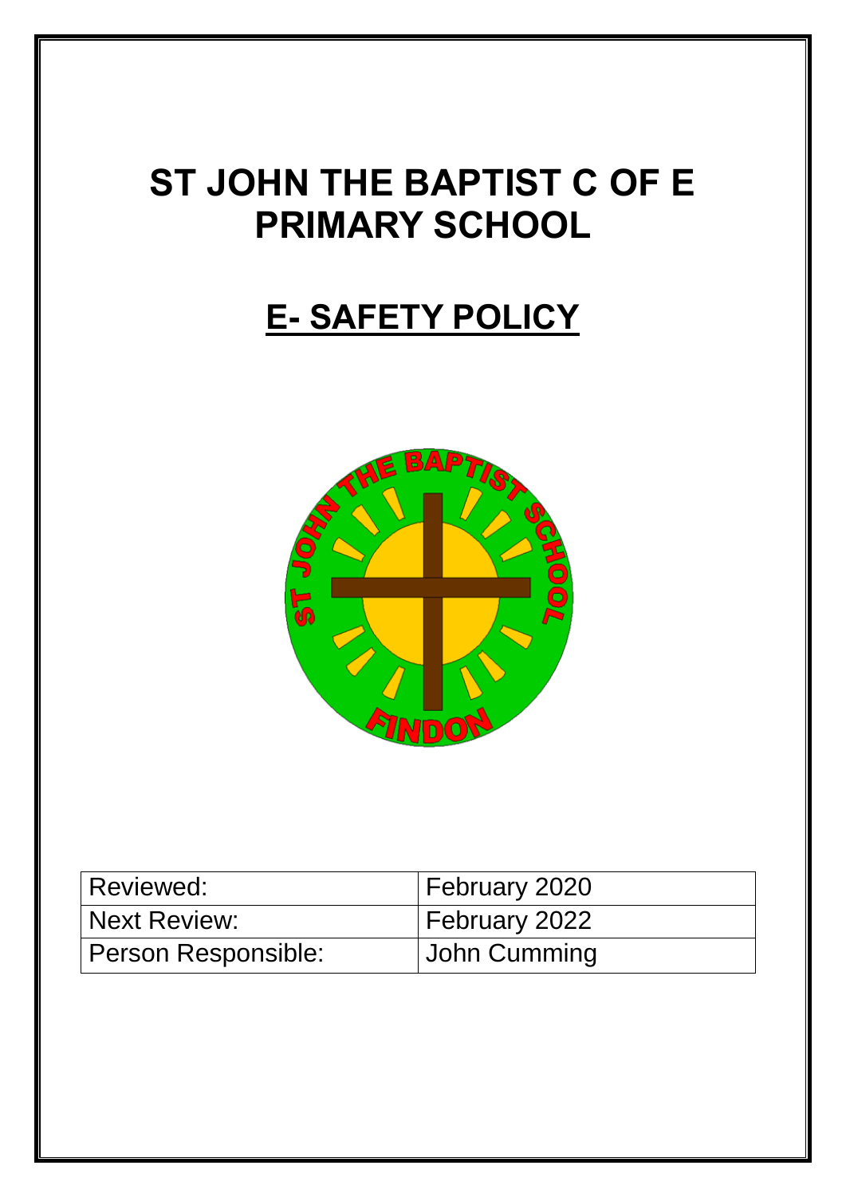# ST JOHN THE BAPTIST C OF E PRIMARY SCHOOL

## E- SAFETY POLICY

| | |
|---|---|
| Reviewed: | February 2020 |
| Next Review: | February 2022 |
| Person Responsible: | John Cumming |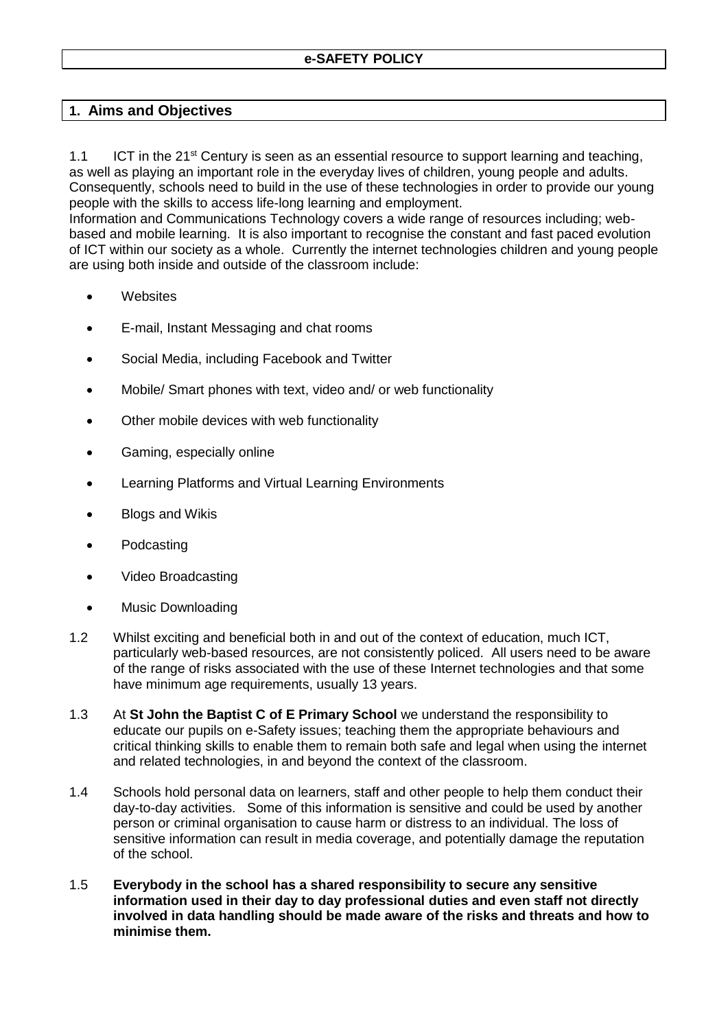# e-SAFETY POLICY

## 1. Aims and Objectives

1.1 ICT in the 21st Century is seen as an essential resource to support learning and teaching, as well as playing an important role in the everyday lives of children, young people and adults. Consequently, schools need to build in the use of these technologies in order to provide our young people with the skills to access life-long learning and employment.

Information and Communications Technology covers a wide range of resources including; web-based and mobile learning. It is also important to recognise the constant and fast paced evolution of ICT within our society as a whole. Currently the internet technologies children and young people are using both inside and outside of the classroom include:

- Websites
- E-mail, Instant Messaging and chat rooms
- Social Media, including Facebook and Twitter
- Mobile/ Smart phones with text, video and/ or web functionality
- Other mobile devices with web functionality
- Gaming, especially online
- Learning Platforms and Virtual Learning Environments
- Blogs and Wikis
- Podcasting
- Video Broadcasting
- Music Downloading

1.2 Whilst exciting and beneficial both in and out of the context of education, much ICT, particularly web-based resources, are not consistently policed. All users need to be aware of the range of risks associated with the use of these Internet technologies and that some have minimum age requirements, usually 13 years.

1.3 At **St John the Baptist C of E Primary School** we understand the responsibility to educate our pupils on e-Safety issues; teaching them the appropriate behaviours and critical thinking skills to enable them to remain both safe and legal when using the internet and related technologies, in and beyond the context of the classroom.

1.4 Schools hold personal data on learners, staff and other people to help them conduct their day-to-day activities. Some of this information is sensitive and could be used by another person or criminal organisation to cause harm or distress to an individual. The loss of sensitive information can result in media coverage, and potentially damage the reputation of the school.

1.5 **Everybody in the school has a shared responsibility to secure any sensitive information used in their day to day professional duties and even staff not directly involved in data handling should be made aware of the risks and threats and how to minimise them.**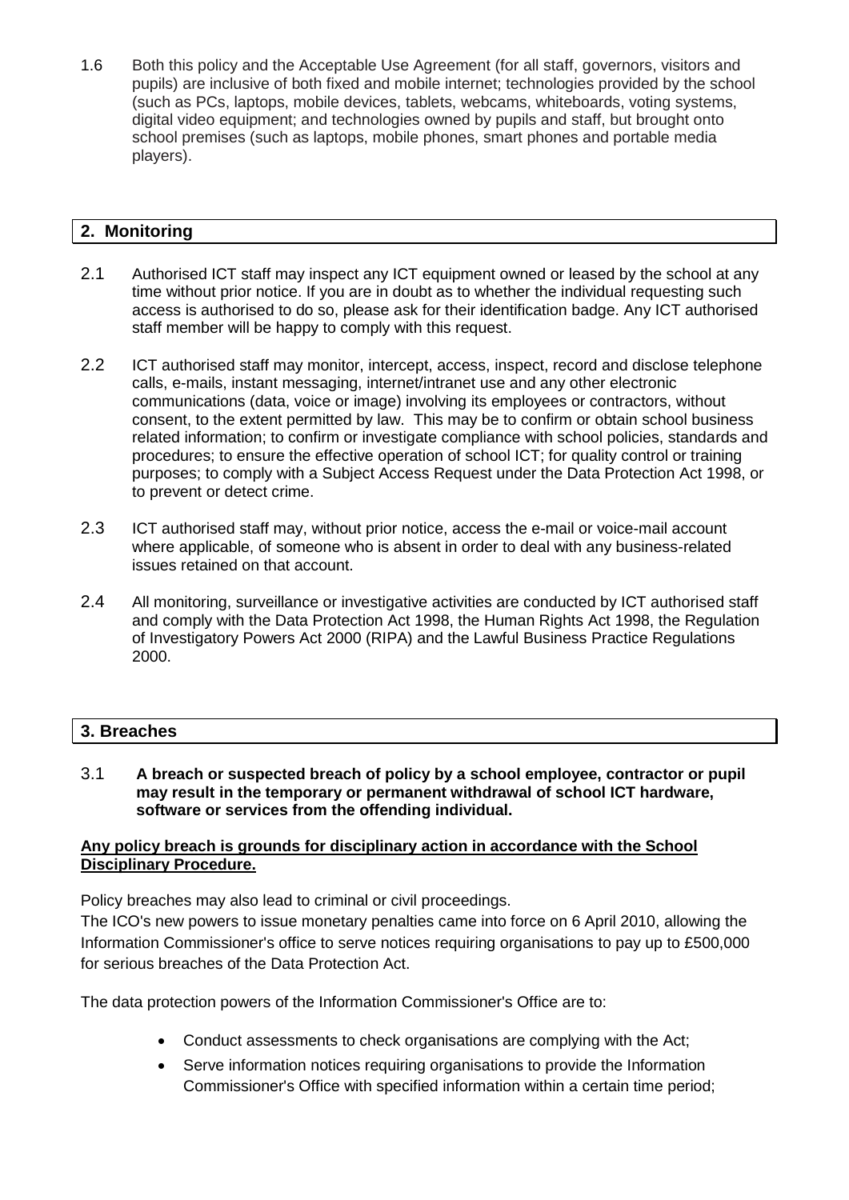1.6 Both this policy and the Acceptable Use Agreement (for all staff, governors, visitors and pupils) are inclusive of both fixed and mobile internet; technologies provided by the school (such as PCs, laptops, mobile devices, tablets, webcams, whiteboards, voting systems, digital video equipment; and technologies owned by pupils and staff, but brought onto school premises (such as laptops, mobile phones, smart phones and portable media players).

## 2. Monitoring

2.1 Authorised ICT staff may inspect any ICT equipment owned or leased by the school at any time without prior notice. If you are in doubt as to whether the individual requesting such access is authorised to do so, please ask for their identification badge. Any ICT authorised staff member will be happy to comply with this request.

2.2 ICT authorised staff may monitor, intercept, access, inspect, record and disclose telephone calls, e-mails, instant messaging, internet/intranet use and any other electronic communications (data, voice or image) involving its employees or contractors, without consent, to the extent permitted by law. This may be to confirm or obtain school business related information; to confirm or investigate compliance with school policies, standards and procedures; to ensure the effective operation of school ICT; for quality control or training purposes; to comply with a Subject Access Request under the Data Protection Act 1998, or to prevent or detect crime.

2.3 ICT authorised staff may, without prior notice, access the e-mail or voice-mail account where applicable, of someone who is absent in order to deal with any business-related issues retained on that account.

2.4 All monitoring, surveillance or investigative activities are conducted by ICT authorised staff and comply with the Data Protection Act 1998, the Human Rights Act 1998, the Regulation of Investigatory Powers Act 2000 (RIPA) and the Lawful Business Practice Regulations 2000.

## 3. Breaches

3.1 **A breach or suspected breach of policy by a school employee, contractor or pupil may result in the temporary or permanent withdrawal of school ICT hardware, software or services from the offending individual.**

**Any policy breach is grounds for disciplinary action in accordance with the School Disciplinary Procedure.**

Policy breaches may also lead to criminal or civil proceedings.
The ICO's new powers to issue monetary penalties came into force on 6 April 2010, allowing the Information Commissioner's office to serve notices requiring organisations to pay up to £500,000 for serious breaches of the Data Protection Act.

The data protection powers of the Information Commissioner's Office are to:

- Conduct assessments to check organisations are complying with the Act;
- Serve information notices requiring organisations to provide the Information Commissioner's Office with specified information within a certain time period;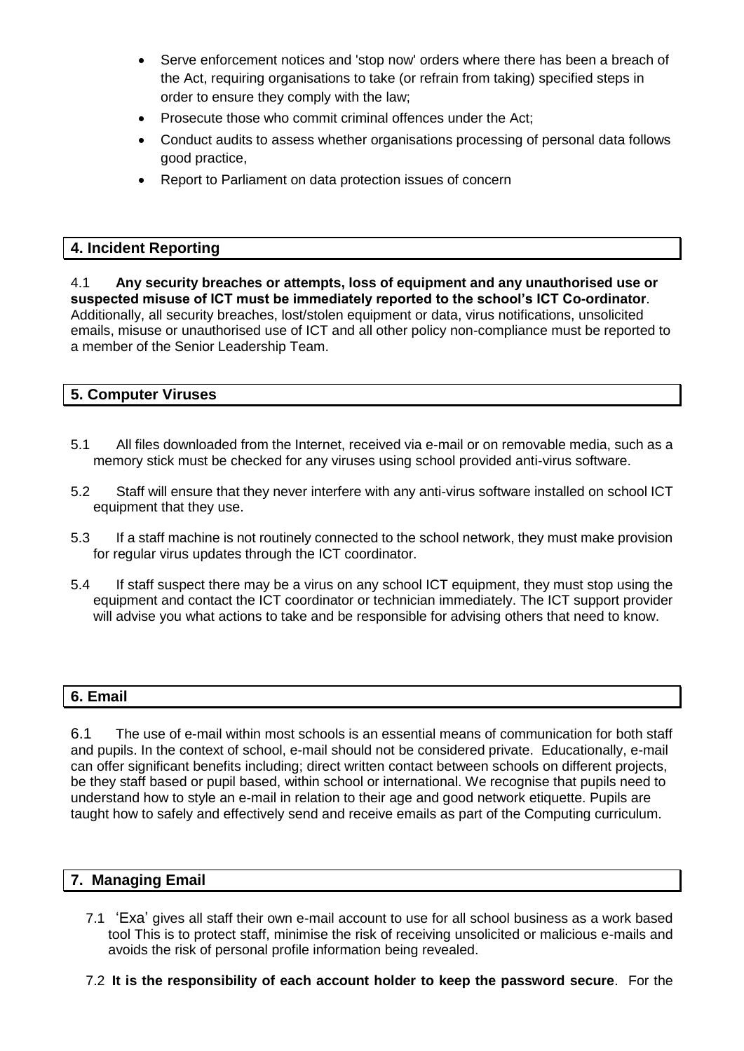- Serve enforcement notices and 'stop now' orders where there has been a breach of the Act, requiring organisations to take (or refrain from taking) specified steps in order to ensure they comply with the law;
- Prosecute those who commit criminal offences under the Act;
- Conduct audits to assess whether organisations processing of personal data follows good practice,
- Report to Parliament on data protection issues of concern

## 4. Incident Reporting

4.1 **Any security breaches or attempts, loss of equipment and any unauthorised use or suspected misuse of ICT must be immediately reported to the school's ICT Co-ordinator**. Additionally, all security breaches, lost/stolen equipment or data, virus notifications, unsolicited emails, misuse or unauthorised use of ICT and all other policy non-compliance must be reported to a member of the Senior Leadership Team.

## 5. Computer Viruses

5.1 All files downloaded from the Internet, received via e-mail or on removable media, such as a memory stick must be checked for any viruses using school provided anti-virus software.

5.2 Staff will ensure that they never interfere with any anti-virus software installed on school ICT equipment that they use.

5.3 If a staff machine is not routinely connected to the school network, they must make provision for regular virus updates through the ICT coordinator.

5.4 If staff suspect there may be a virus on any school ICT equipment, they must stop using the equipment and contact the ICT coordinator or technician immediately. The ICT support provider will advise you what actions to take and be responsible for advising others that need to know.

## 6. Email

6.1 The use of e-mail within most schools is an essential means of communication for both staff and pupils. In the context of school, e-mail should not be considered private. Educationally, e-mail can offer significant benefits including; direct written contact between schools on different projects, be they staff based or pupil based, within school or international. We recognise that pupils need to understand how to style an e-mail in relation to their age and good network etiquette. Pupils are taught how to safely and effectively send and receive emails as part of the Computing curriculum.

## 7. Managing Email

7.1 'Exa' gives all staff their own e-mail account to use for all school business as a work based tool This is to protect staff, minimise the risk of receiving unsolicited or malicious e-mails and avoids the risk of personal profile information being revealed.

7.2 **It is the responsibility of each account holder to keep the password secure**. For the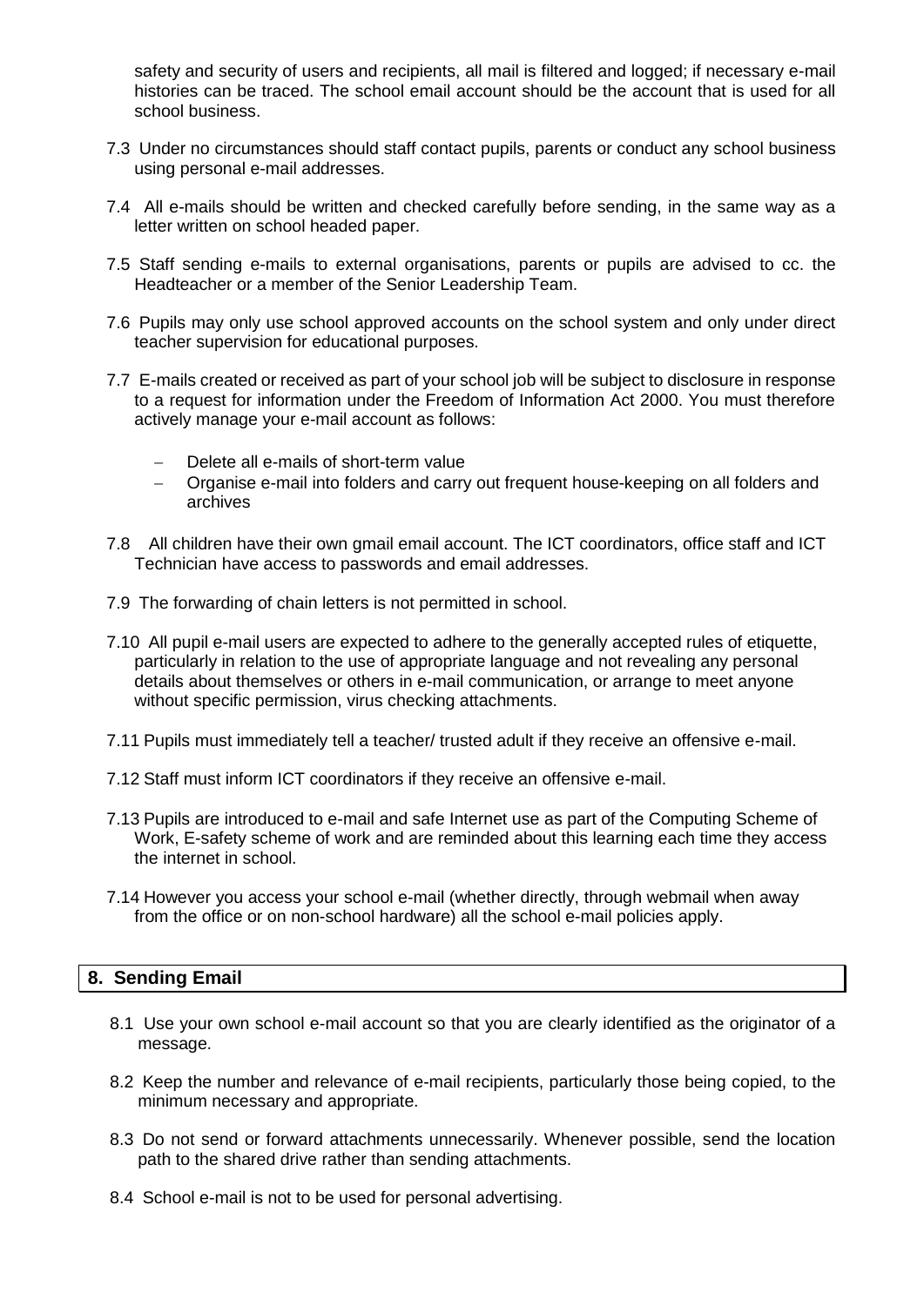safety and security of users and recipients, all mail is filtered and logged; if necessary e-mail histories can be traced. The school email account should be the account that is used for all school business.

7.3 Under no circumstances should staff contact pupils, parents or conduct any school business using personal e-mail addresses.

7.4 All e-mails should be written and checked carefully before sending, in the same way as a letter written on school headed paper.

7.5 Staff sending e-mails to external organisations, parents or pupils are advised to cc. the Headteacher or a member of the Senior Leadership Team.

7.6 Pupils may only use school approved accounts on the school system and only under direct teacher supervision for educational purposes.

7.7 E-mails created or received as part of your school job will be subject to disclosure in response to a request for information under the Freedom of Information Act 2000. You must therefore actively manage your e-mail account as follows:

- Delete all e-mails of short-term value
- Organise e-mail into folders and carry out frequent house-keeping on all folders and archives

7.8 All children have their own gmail email account. The ICT coordinators, office staff and ICT Technician have access to passwords and email addresses.

7.9 The forwarding of chain letters is not permitted in school.

7.10 All pupil e-mail users are expected to adhere to the generally accepted rules of etiquette, particularly in relation to the use of appropriate language and not revealing any personal details about themselves or others in e-mail communication, or arrange to meet anyone without specific permission, virus checking attachments.

7.11 Pupils must immediately tell a teacher/ trusted adult if they receive an offensive e-mail.

7.12 Staff must inform ICT coordinators if they receive an offensive e-mail.

7.13 Pupils are introduced to e-mail and safe Internet use as part of the Computing Scheme of Work, E-safety scheme of work and are reminded about this learning each time they access the internet in school.

7.14 However you access your school e-mail (whether directly, through webmail when away from the office or on non-school hardware) all the school e-mail policies apply.

## 8. Sending Email

8.1 Use your own school e-mail account so that you are clearly identified as the originator of a message.

8.2 Keep the number and relevance of e-mail recipients, particularly those being copied, to the minimum necessary and appropriate.

8.3 Do not send or forward attachments unnecessarily. Whenever possible, send the location path to the shared drive rather than sending attachments.

8.4 School e-mail is not to be used for personal advertising.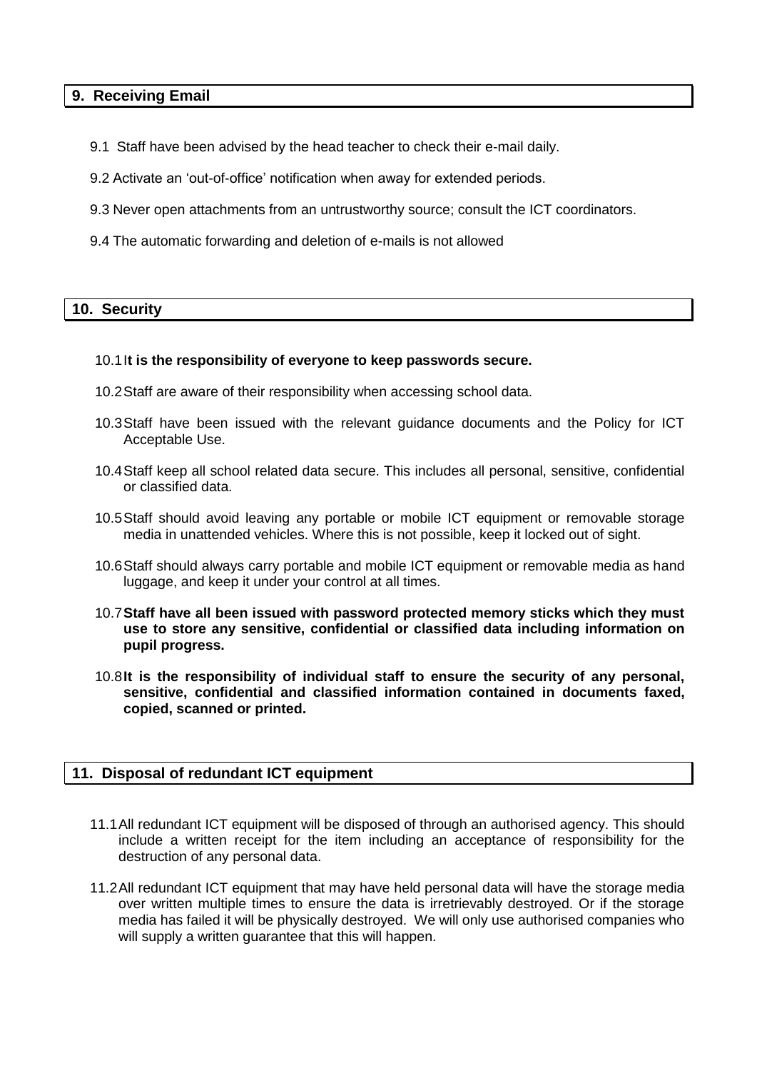## 9. Receiving Email

9.1 Staff have been advised by the head teacher to check their e-mail daily.

9.2 Activate an 'out-of-office' notification when away for extended periods.

9.3 Never open attachments from an untrustworthy source; consult the ICT coordinators.

9.4 The automatic forwarding and deletion of e-mails is not allowed

## 10. Security

10.1 **It is the responsibility of everyone to keep passwords secure.**

10.2 Staff are aware of their responsibility when accessing school data.

10.3 Staff have been issued with the relevant guidance documents and the Policy for ICT Acceptable Use.

10.4 Staff keep all school related data secure. This includes all personal, sensitive, confidential or classified data.

10.5 Staff should avoid leaving any portable or mobile ICT equipment or removable storage media in unattended vehicles. Where this is not possible, keep it locked out of sight.

10.6 Staff should always carry portable and mobile ICT equipment or removable media as hand luggage, and keep it under your control at all times.

10.7 **Staff have all been issued with password protected memory sticks which they must use to store any sensitive, confidential or classified data including information on pupil progress.**

10.8 **It is the responsibility of individual staff to ensure the security of any personal, sensitive, confidential and classified information contained in documents faxed, copied, scanned or printed.**

## 11. Disposal of redundant ICT equipment

11.1 All redundant ICT equipment will be disposed of through an authorised agency. This should include a written receipt for the item including an acceptance of responsibility for the destruction of any personal data.

11.2 All redundant ICT equipment that may have held personal data will have the storage media over written multiple times to ensure the data is irretrievably destroyed. Or if the storage media has failed it will be physically destroyed. We will only use authorised companies who will supply a written guarantee that this will happen.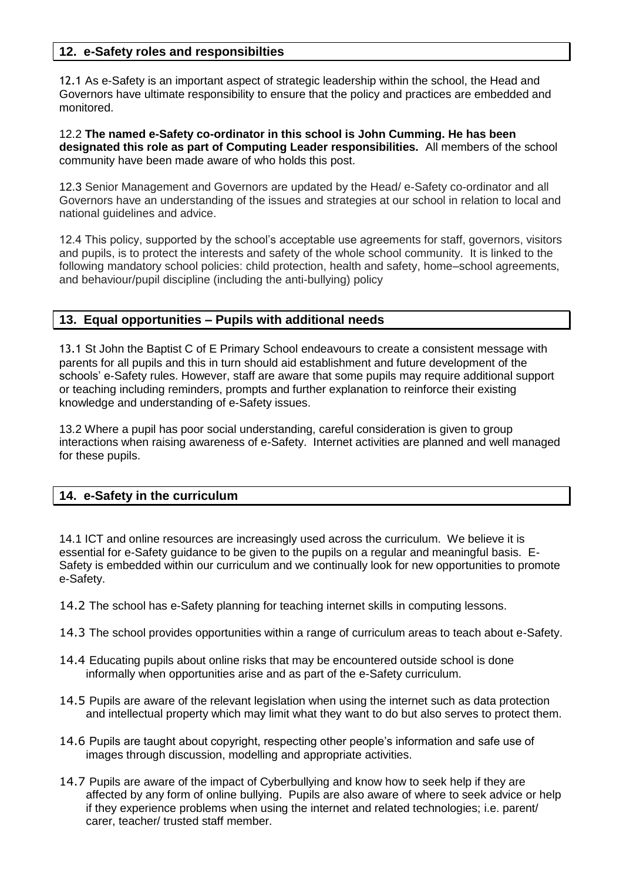## 12. e-Safety roles and responsibilties

12.1 As e-Safety is an important aspect of strategic leadership within the school, the Head and Governors have ultimate responsibility to ensure that the policy and practices are embedded and monitored.

12.2 **The named e-Safety co-ordinator in this school is John Cumming. He has been designated this role as part of Computing Leader responsibilities.** All members of the school community have been made aware of who holds this post.

12.3 Senior Management and Governors are updated by the Head/ e-Safety co-ordinator and all Governors have an understanding of the issues and strategies at our school in relation to local and national guidelines and advice.

12.4 This policy, supported by the school's acceptable use agreements for staff, governors, visitors and pupils, is to protect the interests and safety of the whole school community. It is linked to the following mandatory school policies: child protection, health and safety, home–school agreements, and behaviour/pupil discipline (including the anti-bullying) policy

## 13. Equal opportunities – Pupils with additional needs

13.1 St John the Baptist C of E Primary School endeavours to create a consistent message with parents for all pupils and this in turn should aid establishment and future development of the schools' e-Safety rules. However, staff are aware that some pupils may require additional support or teaching including reminders, prompts and further explanation to reinforce their existing knowledge and understanding of e-Safety issues.

13.2 Where a pupil has poor social understanding, careful consideration is given to group interactions when raising awareness of e-Safety. Internet activities are planned and well managed for these pupils.

## 14. e-Safety in the curriculum

14.1 ICT and online resources are increasingly used across the curriculum. We believe it is essential for e-Safety guidance to be given to the pupils on a regular and meaningful basis. E-Safety is embedded within our curriculum and we continually look for new opportunities to promote e-Safety.

14.2 The school has e-Safety planning for teaching internet skills in computing lessons.

14.3 The school provides opportunities within a range of curriculum areas to teach about e-Safety.

14.4 Educating pupils about online risks that may be encountered outside school is done informally when opportunities arise and as part of the e-Safety curriculum.

14.5 Pupils are aware of the relevant legislation when using the internet such as data protection and intellectual property which may limit what they want to do but also serves to protect them.

14.6 Pupils are taught about copyright, respecting other people's information and safe use of images through discussion, modelling and appropriate activities.

14.7 Pupils are aware of the impact of Cyberbullying and know how to seek help if they are affected by any form of online bullying. Pupils are also aware of where to seek advice or help if they experience problems when using the internet and related technologies; i.e. parent/ carer, teacher/ trusted staff member.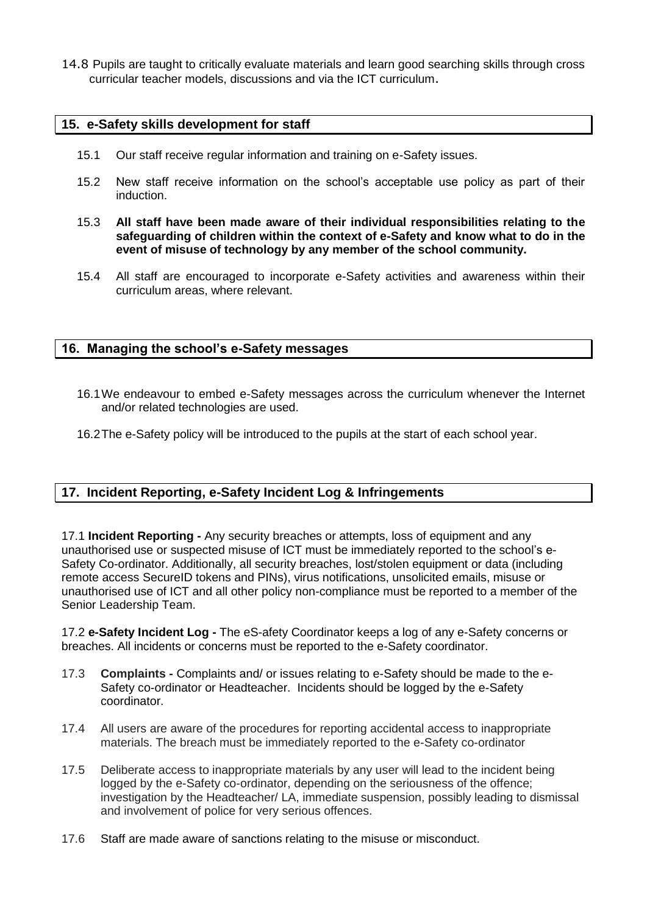14.8 Pupils are taught to critically evaluate materials and learn good searching skills through cross curricular teacher models, discussions and via the ICT curriculum.

## 15. e-Safety skills development for staff

15.1 Our staff receive regular information and training on e-Safety issues.

15.2 New staff receive information on the school's acceptable use policy as part of their induction.

15.3 **All staff have been made aware of their individual responsibilities relating to the safeguarding of children within the context of e-Safety and know what to do in the event of misuse of technology by any member of the school community.**

15.4 All staff are encouraged to incorporate e-Safety activities and awareness within their curriculum areas, where relevant.

## 16. Managing the school's e-Safety messages

16.1 We endeavour to embed e-Safety messages across the curriculum whenever the Internet and/or related technologies are used.

16.2 The e-Safety policy will be introduced to the pupils at the start of each school year.

## 17. Incident Reporting, e-Safety Incident Log & Infringements

17.1 **Incident Reporting -** Any security breaches or attempts, loss of equipment and any unauthorised use or suspected misuse of ICT must be immediately reported to the school's e-Safety Co-ordinator. Additionally, all security breaches, lost/stolen equipment or data (including remote access SecureID tokens and PINs), virus notifications, unsolicited emails, misuse or unauthorised use of ICT and all other policy non-compliance must be reported to a member of the Senior Leadership Team.

17.2 **e-Safety Incident Log -** The eS-afety Coordinator keeps a log of any e-Safety concerns or breaches. All incidents or concerns must be reported to the e-Safety coordinator.

17.3 **Complaints -** Complaints and/ or issues relating to e-Safety should be made to the e-Safety co-ordinator or Headteacher. Incidents should be logged by the e-Safety coordinator.

17.4 All users are aware of the procedures for reporting accidental access to inappropriate materials. The breach must be immediately reported to the e-Safety co-ordinator

17.5 Deliberate access to inappropriate materials by any user will lead to the incident being logged by the e-Safety co-ordinator, depending on the seriousness of the offence; investigation by the Headteacher/ LA, immediate suspension, possibly leading to dismissal and involvement of police for very serious offences.

17.6 Staff are made aware of sanctions relating to the misuse or misconduct.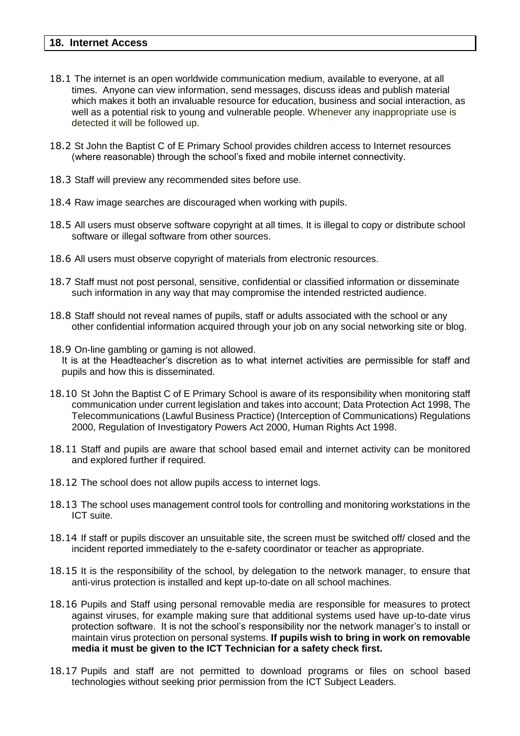## 18. Internet Access

18.1 The internet is an open worldwide communication medium, available to everyone, at all times. Anyone can view information, send messages, discuss ideas and publish material which makes it both an invaluable resource for education, business and social interaction, as well as a potential risk to young and vulnerable people. Whenever any inappropriate use is detected it will be followed up.

18.2 St John the Baptist C of E Primary School provides children access to Internet resources (where reasonable) through the school's fixed and mobile internet connectivity.

18.3 Staff will preview any recommended sites before use.

18.4 Raw image searches are discouraged when working with pupils.

18.5 All users must observe software copyright at all times. It is illegal to copy or distribute school software or illegal software from other sources.

18.6 All users must observe copyright of materials from electronic resources.

18.7 Staff must not post personal, sensitive, confidential or classified information or disseminate such information in any way that may compromise the intended restricted audience.

18.8 Staff should not reveal names of pupils, staff or adults associated with the school or any other confidential information acquired through your job on any social networking site or blog.

18.9 On-line gambling or gaming is not allowed.
It is at the Headteacher's discretion as to what internet activities are permissible for staff and pupils and how this is disseminated.

18.10 St John the Baptist C of E Primary School is aware of its responsibility when monitoring staff communication under current legislation and takes into account; Data Protection Act 1998, The Telecommunications (Lawful Business Practice) (Interception of Communications) Regulations 2000, Regulation of Investigatory Powers Act 2000, Human Rights Act 1998.

18.11 Staff and pupils are aware that school based email and internet activity can be monitored and explored further if required.

18.12 The school does not allow pupils access to internet logs.

18.13 The school uses management control tools for controlling and monitoring workstations in the ICT suite.

18.14 If staff or pupils discover an unsuitable site, the screen must be switched off/ closed and the incident reported immediately to the e-safety coordinator or teacher as appropriate.

18.15 It is the responsibility of the school, by delegation to the network manager, to ensure that anti-virus protection is installed and kept up-to-date on all school machines.

18.16 Pupils and Staff using personal removable media are responsible for measures to protect against viruses, for example making sure that additional systems used have up-to-date virus protection software. It is not the school's responsibility nor the network manager's to install or maintain virus protection on personal systems. **If pupils wish to bring in work on removable media it must be given to the ICT Technician for a safety check first.**

18.17 Pupils and staff are not permitted to download programs or files on school based technologies without seeking prior permission from the ICT Subject Leaders.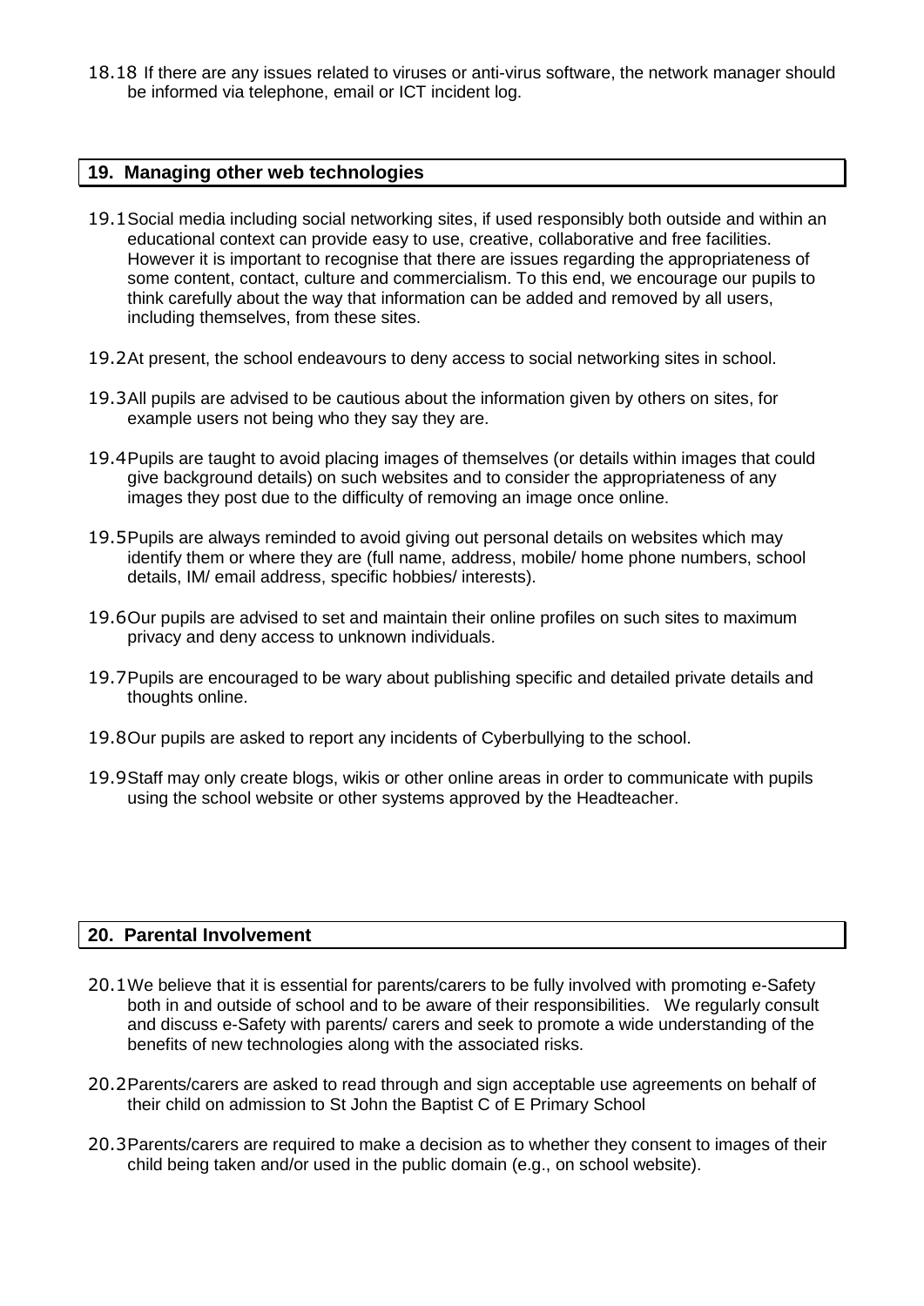18.18 If there are any issues related to viruses or anti-virus software, the network manager should be informed via telephone, email or ICT incident log.

## 19. Managing other web technologies

19.1 Social media including social networking sites, if used responsibly both outside and within an educational context can provide easy to use, creative, collaborative and free facilities. However it is important to recognise that there are issues regarding the appropriateness of some content, contact, culture and commercialism. To this end, we encourage our pupils to think carefully about the way that information can be added and removed by all users, including themselves, from these sites.

19.2 At present, the school endeavours to deny access to social networking sites in school.

19.3 All pupils are advised to be cautious about the information given by others on sites, for example users not being who they say they are.

19.4 Pupils are taught to avoid placing images of themselves (or details within images that could give background details) on such websites and to consider the appropriateness of any images they post due to the difficulty of removing an image once online.

19.5 Pupils are always reminded to avoid giving out personal details on websites which may identify them or where they are (full name, address, mobile/ home phone numbers, school details, IM/ email address, specific hobbies/ interests).

19.6 Our pupils are advised to set and maintain their online profiles on such sites to maximum privacy and deny access to unknown individuals.

19.7 Pupils are encouraged to be wary about publishing specific and detailed private details and thoughts online.

19.8 Our pupils are asked to report any incidents of Cyberbullying to the school.

19.9 Staff may only create blogs, wikis or other online areas in order to communicate with pupils using the school website or other systems approved by the Headteacher.

## 20. Parental Involvement

20.1 We believe that it is essential for parents/carers to be fully involved with promoting e-Safety both in and outside of school and to be aware of their responsibilities. We regularly consult and discuss e-Safety with parents/ carers and seek to promote a wide understanding of the benefits of new technologies along with the associated risks.

20.2 Parents/carers are asked to read through and sign acceptable use agreements on behalf of their child on admission to St John the Baptist C of E Primary School

20.3 Parents/carers are required to make a decision as to whether they consent to images of their child being taken and/or used in the public domain (e.g., on school website).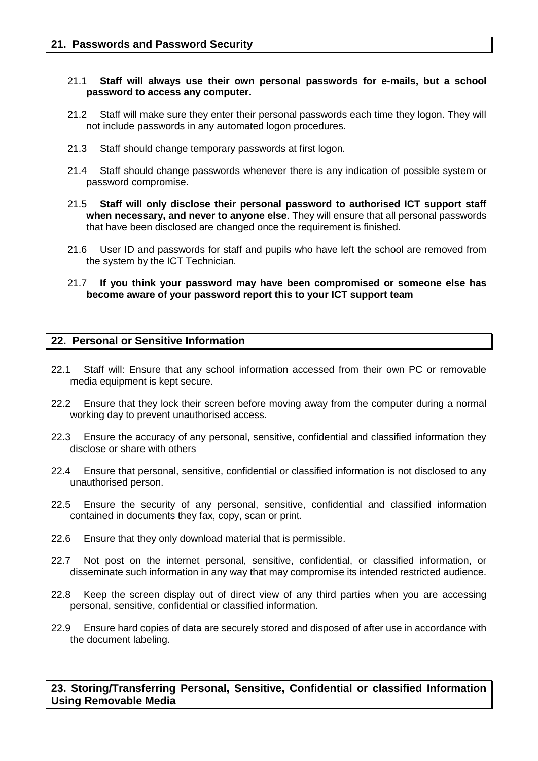## 21. Passwords and Password Security

21.1 **Staff will always use their own personal passwords for e-mails, but a school password to access any computer.**

21.2 Staff will make sure they enter their personal passwords each time they logon. They will not include passwords in any automated logon procedures.

21.3 Staff should change temporary passwords at first logon.

21.4 Staff should change passwords whenever there is any indication of possible system or password compromise.

21.5 **Staff will only disclose their personal password to authorised ICT support staff when necessary, and never to anyone else**. They will ensure that all personal passwords that have been disclosed are changed once the requirement is finished.

21.6 User ID and passwords for staff and pupils who have left the school are removed from the system by the ICT Technician.

21.7 **If you think your password may have been compromised or someone else has become aware of your password report this to your ICT support team**

## 22. Personal or Sensitive Information

22.1 Staff will: Ensure that any school information accessed from their own PC or removable media equipment is kept secure.

22.2 Ensure that they lock their screen before moving away from the computer during a normal working day to prevent unauthorised access.

22.3 Ensure the accuracy of any personal, sensitive, confidential and classified information they disclose or share with others

22.4 Ensure that personal, sensitive, confidential or classified information is not disclosed to any unauthorised person.

22.5 Ensure the security of any personal, sensitive, confidential and classified information contained in documents they fax, copy, scan or print.

22.6 Ensure that they only download material that is permissible.

22.7 Not post on the internet personal, sensitive, confidential, or classified information, or disseminate such information in any way that may compromise its intended restricted audience.

22.8 Keep the screen display out of direct view of any third parties when you are accessing personal, sensitive, confidential or classified information.

22.9 Ensure hard copies of data are securely stored and disposed of after use in accordance with the document labeling.

## 23. Storing/Transferring Personal, Sensitive, Confidential or classified Information Using Removable Media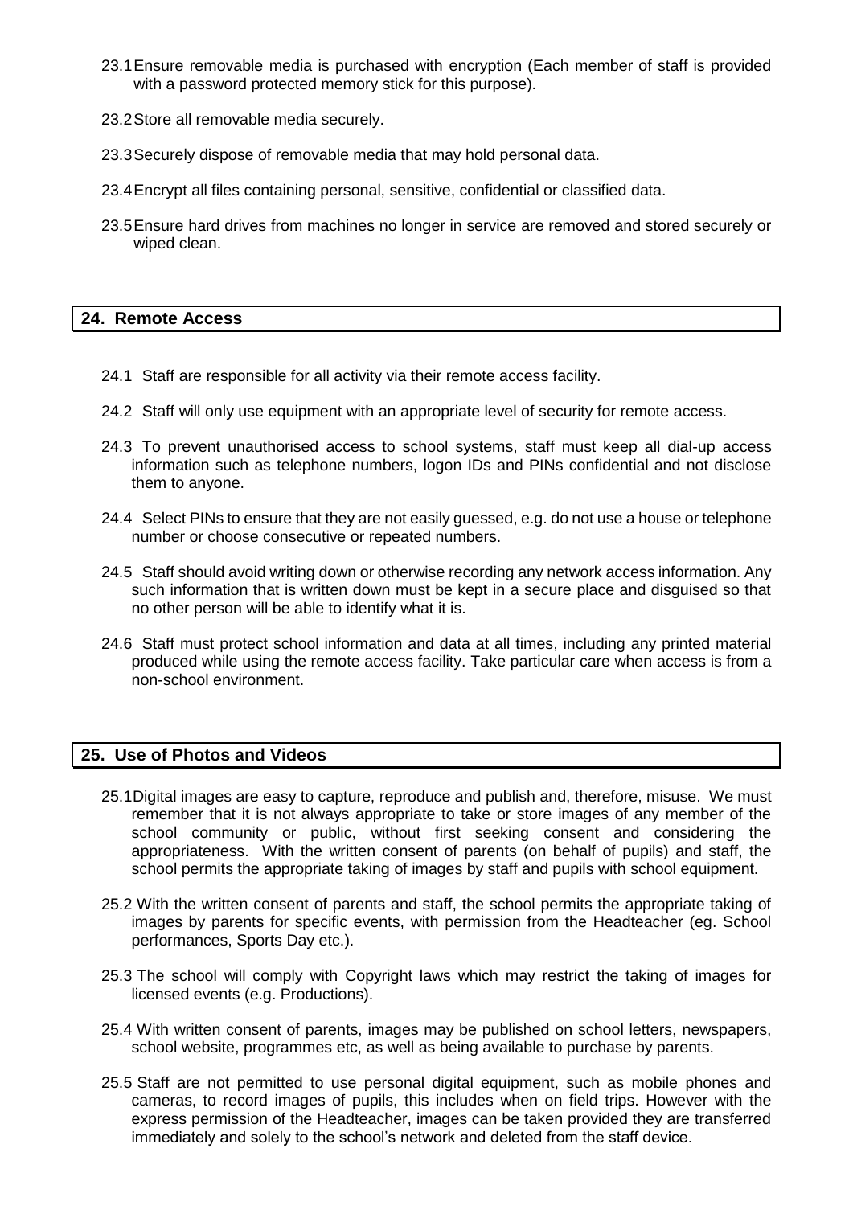23.1 Ensure removable media is purchased with encryption (Each member of staff is provided with a password protected memory stick for this purpose).

23.2 Store all removable media securely.

23.3 Securely dispose of removable media that may hold personal data.

23.4 Encrypt all files containing personal, sensitive, confidential or classified data.

23.5 Ensure hard drives from machines no longer in service are removed and stored securely or wiped clean.

## 24. Remote Access

24.1 Staff are responsible for all activity via their remote access facility.

24.2 Staff will only use equipment with an appropriate level of security for remote access.

24.3 To prevent unauthorised access to school systems, staff must keep all dial-up access information such as telephone numbers, logon IDs and PINs confidential and not disclose them to anyone.

24.4 Select PINs to ensure that they are not easily guessed, e.g. do not use a house or telephone number or choose consecutive or repeated numbers.

24.5 Staff should avoid writing down or otherwise recording any network access information. Any such information that is written down must be kept in a secure place and disguised so that no other person will be able to identify what it is.

24.6 Staff must protect school information and data at all times, including any printed material produced while using the remote access facility. Take particular care when access is from a non-school environment.

## 25. Use of Photos and Videos

25.1 Digital images are easy to capture, reproduce and publish and, therefore, misuse. We must remember that it is not always appropriate to take or store images of any member of the school community or public, without first seeking consent and considering the appropriateness. With the written consent of parents (on behalf of pupils) and staff, the school permits the appropriate taking of images by staff and pupils with school equipment.

25.2 With the written consent of parents and staff, the school permits the appropriate taking of images by parents for specific events, with permission from the Headteacher (eg. School performances, Sports Day etc.).

25.3 The school will comply with Copyright laws which may restrict the taking of images for licensed events (e.g. Productions).

25.4 With written consent of parents, images may be published on school letters, newspapers, school website, programmes etc, as well as being available to purchase by parents.

25.5 Staff are not permitted to use personal digital equipment, such as mobile phones and cameras, to record images of pupils, this includes when on field trips. However with the express permission of the Headteacher, images can be taken provided they are transferred immediately and solely to the school's network and deleted from the staff device.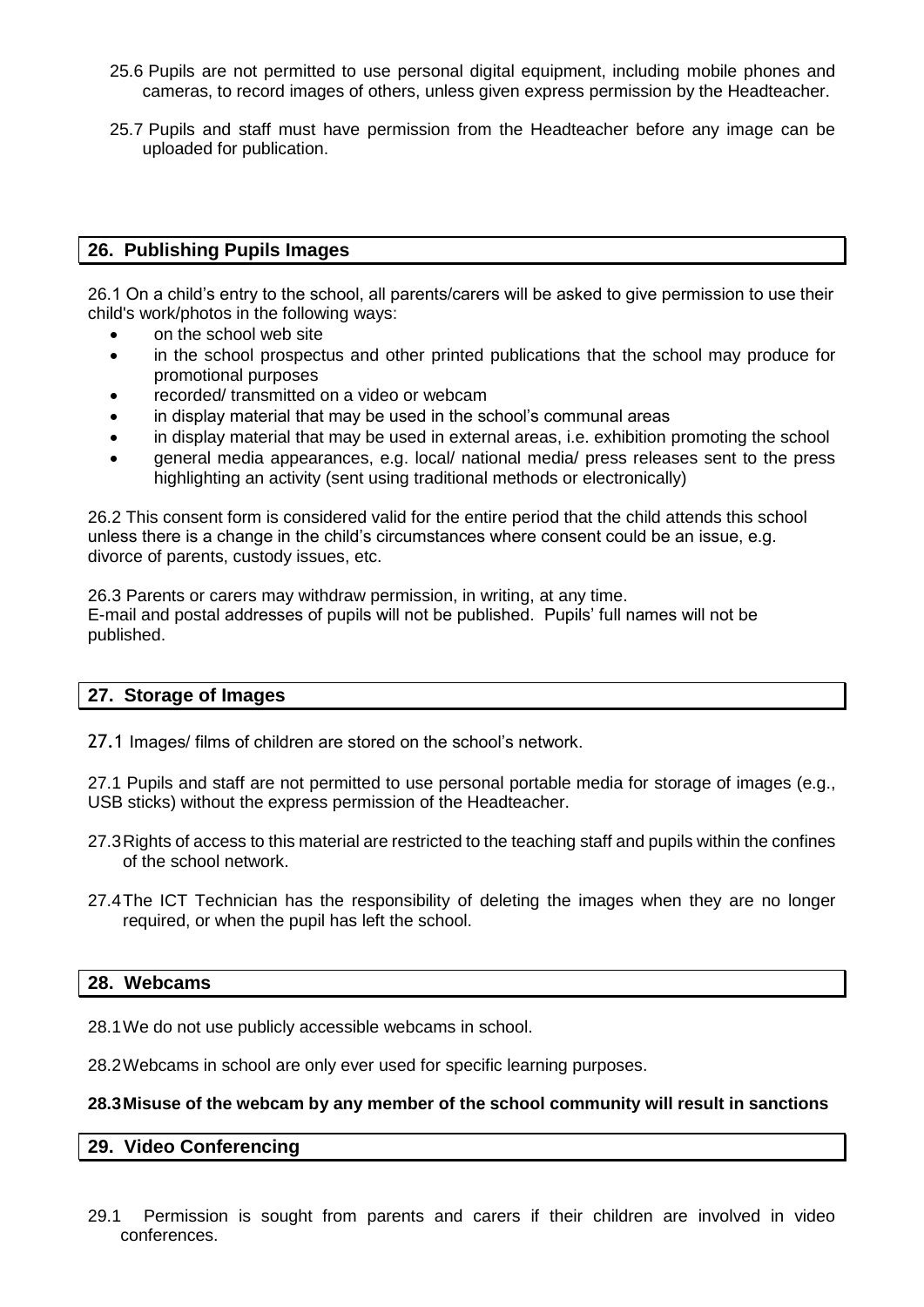25.6 Pupils are not permitted to use personal digital equipment, including mobile phones and cameras, to record images of others, unless given express permission by the Headteacher.

25.7 Pupils and staff must have permission from the Headteacher before any image can be uploaded for publication.

## 26. Publishing Pupils Images

26.1 On a child's entry to the school, all parents/carers will be asked to give permission to use their child's work/photos in the following ways:

- on the school web site
- in the school prospectus and other printed publications that the school may produce for promotional purposes
- recorded/ transmitted on a video or webcam
- in display material that may be used in the school's communal areas
- in display material that may be used in external areas, i.e. exhibition promoting the school
- general media appearances, e.g. local/ national media/ press releases sent to the press highlighting an activity (sent using traditional methods or electronically)

26.2 This consent form is considered valid for the entire period that the child attends this school unless there is a change in the child's circumstances where consent could be an issue, e.g. divorce of parents, custody issues, etc.

26.3 Parents or carers may withdraw permission, in writing, at any time.
E-mail and postal addresses of pupils will not be published. Pupils' full names will not be published.

## 27. Storage of Images

27.1 Images/ films of children are stored on the school's network.

27.1 Pupils and staff are not permitted to use personal portable media for storage of images (e.g., USB sticks) without the express permission of the Headteacher.

27.3 Rights of access to this material are restricted to the teaching staff and pupils within the confines of the school network.

27.4 The ICT Technician has the responsibility of deleting the images when they are no longer required, or when the pupil has left the school.

## 28. Webcams

28.1 We do not use publicly accessible webcams in school.

28.2 Webcams in school are only ever used for specific learning purposes.

**28.3 Misuse of the webcam by any member of the school community will result in sanctions**

## 29. Video Conferencing

29.1 Permission is sought from parents and carers if their children are involved in video conferences.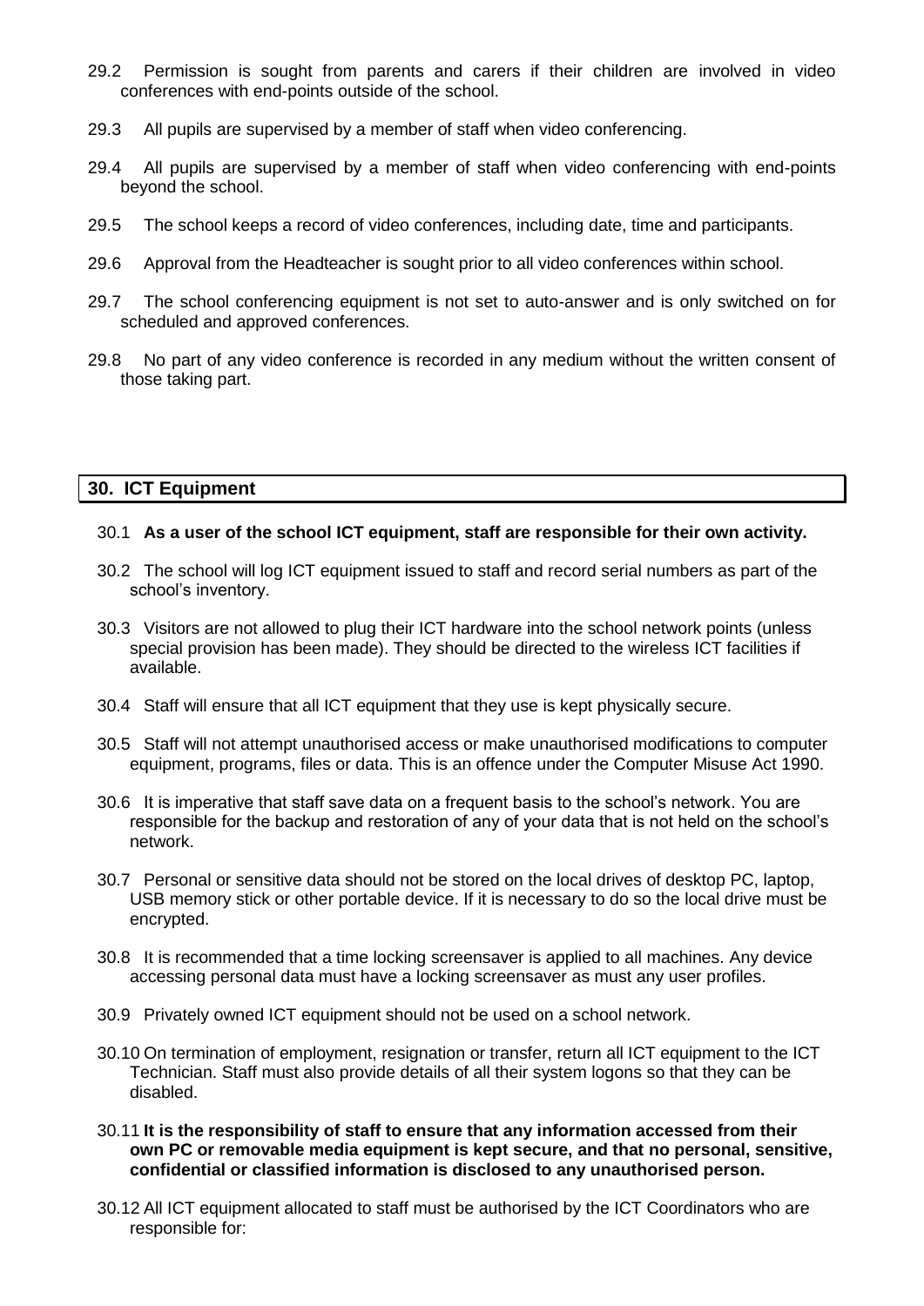29.2 Permission is sought from parents and carers if their children are involved in video conferences with end-points outside of the school.

29.3 All pupils are supervised by a member of staff when video conferencing.

29.4 All pupils are supervised by a member of staff when video conferencing with end-points beyond the school.

29.5 The school keeps a record of video conferences, including date, time and participants.

29.6 Approval from the Headteacher is sought prior to all video conferences within school.

29.7 The school conferencing equipment is not set to auto-answer and is only switched on for scheduled and approved conferences.

29.8 No part of any video conference is recorded in any medium without the written consent of those taking part.

## 30. ICT Equipment

30.1 **As a user of the school ICT equipment, staff are responsible for their own activity.**

30.2 The school will log ICT equipment issued to staff and record serial numbers as part of the school's inventory.

30.3 Visitors are not allowed to plug their ICT hardware into the school network points (unless special provision has been made). They should be directed to the wireless ICT facilities if available.

30.4 Staff will ensure that all ICT equipment that they use is kept physically secure.

30.5 Staff will not attempt unauthorised access or make unauthorised modifications to computer equipment, programs, files or data. This is an offence under the Computer Misuse Act 1990.

30.6 It is imperative that staff save data on a frequent basis to the school's network. You are responsible for the backup and restoration of any of your data that is not held on the school's network.

30.7 Personal or sensitive data should not be stored on the local drives of desktop PC, laptop, USB memory stick or other portable device. If it is necessary to do so the local drive must be encrypted.

30.8 It is recommended that a time locking screensaver is applied to all machines. Any device accessing personal data must have a locking screensaver as must any user profiles.

30.9 Privately owned ICT equipment should not be used on a school network.

30.10 On termination of employment, resignation or transfer, return all ICT equipment to the ICT Technician. Staff must also provide details of all their system logons so that they can be disabled.

30.11 **It is the responsibility of staff to ensure that any information accessed from their own PC or removable media equipment is kept secure, and that no personal, sensitive, confidential or classified information is disclosed to any unauthorised person.**

30.12 All ICT equipment allocated to staff must be authorised by the ICT Coordinators who are responsible for: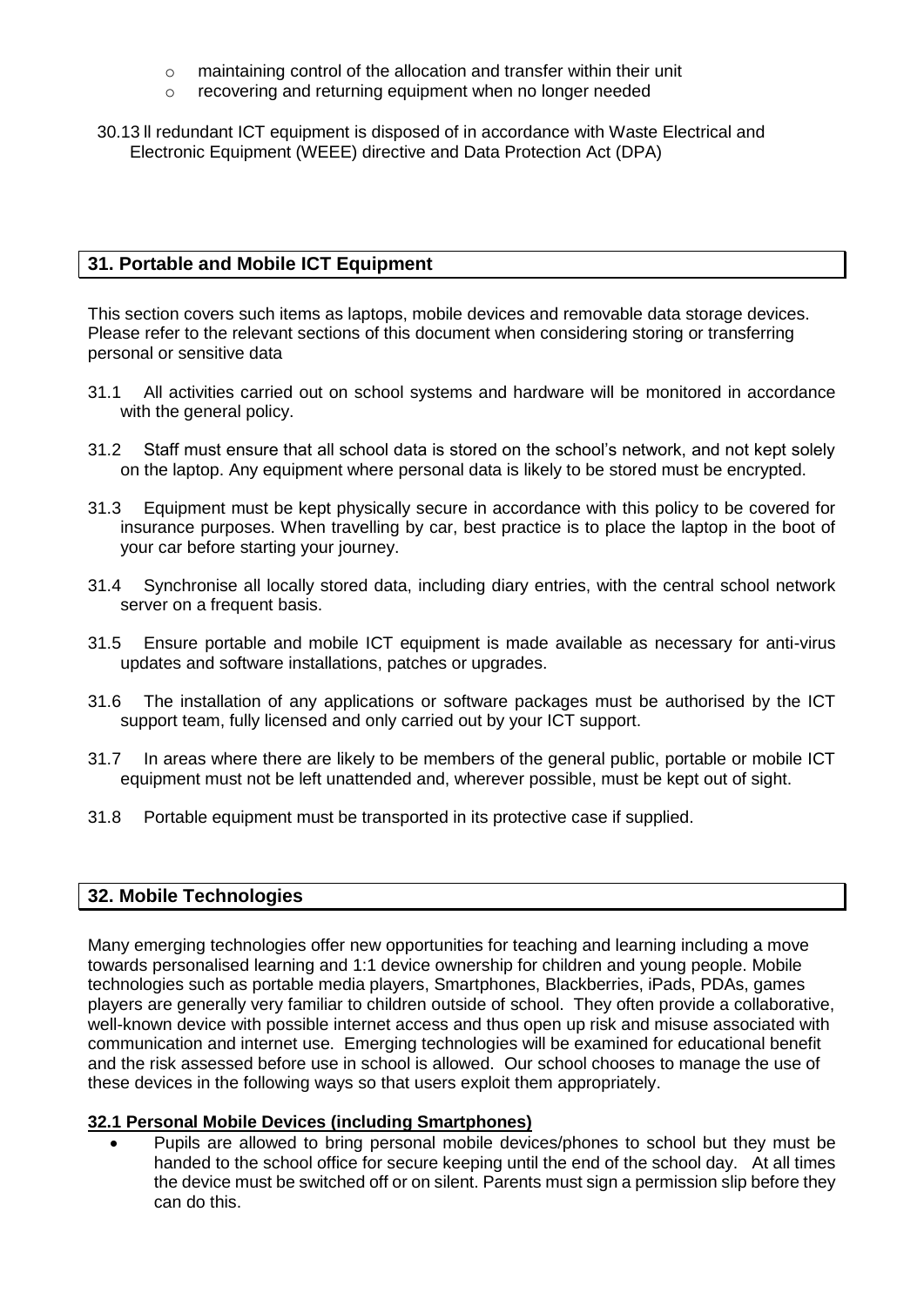- maintaining control of the allocation and transfer within their unit
- recovering and returning equipment when no longer needed

30.13 ll redundant ICT equipment is disposed of in accordance with Waste Electrical and Electronic Equipment (WEEE) directive and Data Protection Act (DPA)

## 31. Portable and Mobile ICT Equipment

This section covers such items as laptops, mobile devices and removable data storage devices. Please refer to the relevant sections of this document when considering storing or transferring personal or sensitive data

31.1 All activities carried out on school systems and hardware will be monitored in accordance with the general policy.

31.2 Staff must ensure that all school data is stored on the school's network, and not kept solely on the laptop. Any equipment where personal data is likely to be stored must be encrypted.

31.3 Equipment must be kept physically secure in accordance with this policy to be covered for insurance purposes. When travelling by car, best practice is to place the laptop in the boot of your car before starting your journey.

31.4 Synchronise all locally stored data, including diary entries, with the central school network server on a frequent basis.

31.5 Ensure portable and mobile ICT equipment is made available as necessary for anti-virus updates and software installations, patches or upgrades.

31.6 The installation of any applications or software packages must be authorised by the ICT support team, fully licensed and only carried out by your ICT support.

31.7 In areas where there are likely to be members of the general public, portable or mobile ICT equipment must not be left unattended and, wherever possible, must be kept out of sight.

31.8 Portable equipment must be transported in its protective case if supplied.

## 32. Mobile Technologies

Many emerging technologies offer new opportunities for teaching and learning including a move towards personalised learning and 1:1 device ownership for children and young people. Mobile technologies such as portable media players, Smartphones, Blackberries, iPads, PDAs, games players are generally very familiar to children outside of school. They often provide a collaborative, well-known device with possible internet access and thus open up risk and misuse associated with communication and internet use. Emerging technologies will be examined for educational benefit and the risk assessed before use in school is allowed. Our school chooses to manage the use of these devices in the following ways so that users exploit them appropriately.

### 32.1 Personal Mobile Devices (including Smartphones)

- Pupils are allowed to bring personal mobile devices/phones to school but they must be handed to the school office for secure keeping until the end of the school day. At all times the device must be switched off or on silent. Parents must sign a permission slip before they can do this.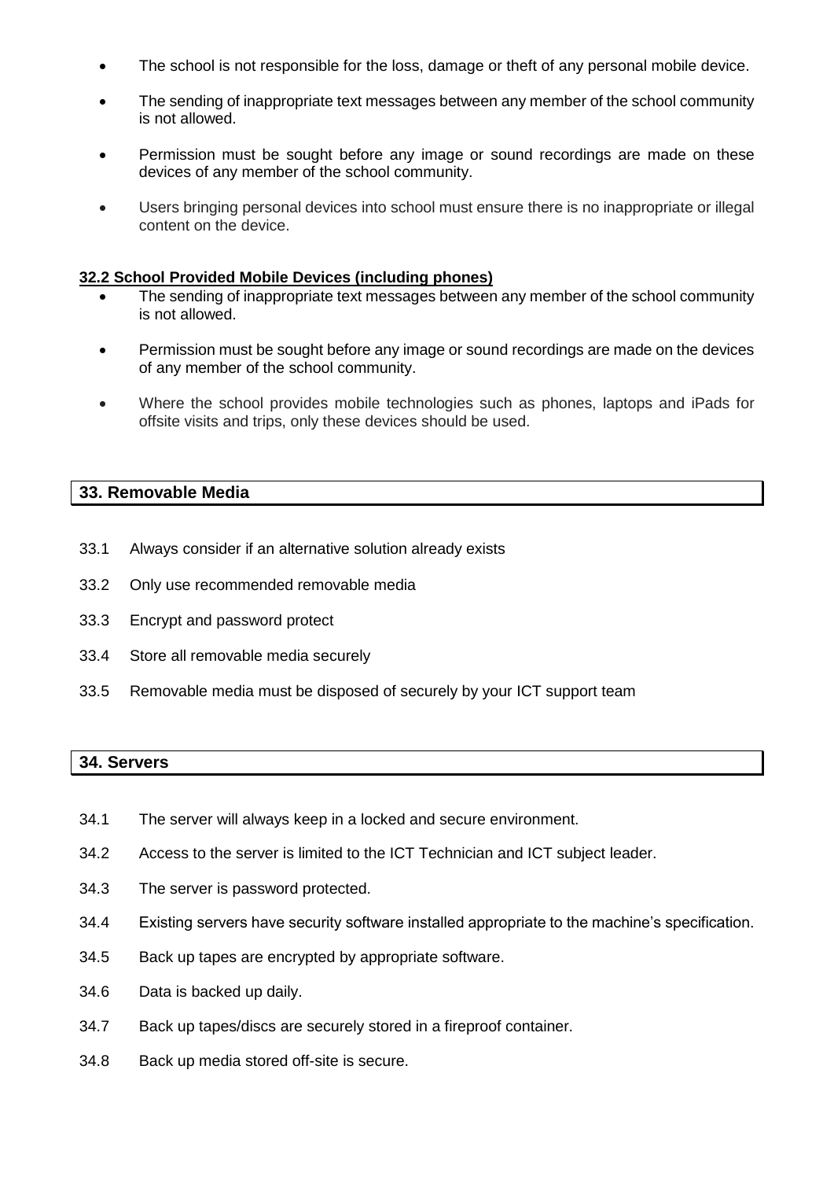- The school is not responsible for the loss, damage or theft of any personal mobile device.
- The sending of inappropriate text messages between any member of the school community is not allowed.
- Permission must be sought before any image or sound recordings are made on these devices of any member of the school community.
- Users bringing personal devices into school must ensure there is no inappropriate or illegal content on the device.

**32.2 School Provided Mobile Devices (including phones)**

- The sending of inappropriate text messages between any member of the school community is not allowed.
- Permission must be sought before any image or sound recordings are made on the devices of any member of the school community.
- Where the school provides mobile technologies such as phones, laptops and iPads for offsite visits and trips, only these devices should be used.

## 33. Removable Media

33.1 Always consider if an alternative solution already exists

33.2 Only use recommended removable media

33.3 Encrypt and password protect

33.4 Store all removable media securely

33.5 Removable media must be disposed of securely by your ICT support team

## 34. Servers

34.1 The server will always keep in a locked and secure environment.

34.2 Access to the server is limited to the ICT Technician and ICT subject leader.

34.3 The server is password protected.

34.4 Existing servers have security software installed appropriate to the machine's specification.

34.5 Back up tapes are encrypted by appropriate software.

34.6 Data is backed up daily.

34.7 Back up tapes/discs are securely stored in a fireproof container.

34.8 Back up media stored off-site is secure.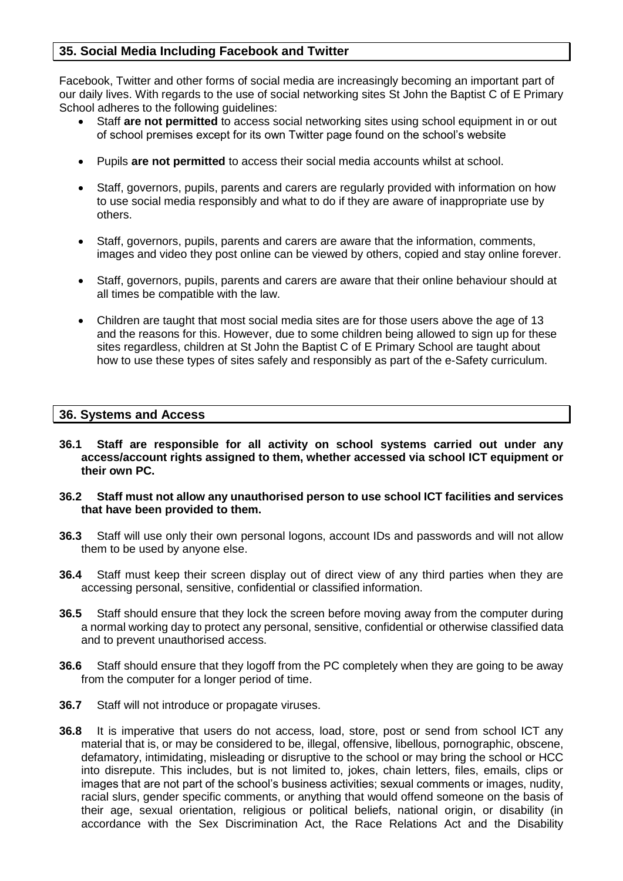## 35. Social Media Including Facebook and Twitter

Facebook, Twitter and other forms of social media are increasingly becoming an important part of our daily lives. With regards to the use of social networking sites St John the Baptist C of E Primary School adheres to the following guidelines:

- Staff **are not permitted** to access social networking sites using school equipment in or out of school premises except for its own Twitter page found on the school's website
- Pupils **are not permitted** to access their social media accounts whilst at school.
- Staff, governors, pupils, parents and carers are regularly provided with information on how to use social media responsibly and what to do if they are aware of inappropriate use by others.
- Staff, governors, pupils, parents and carers are aware that the information, comments, images and video they post online can be viewed by others, copied and stay online forever.
- Staff, governors, pupils, parents and carers are aware that their online behaviour should at all times be compatible with the law.
- Children are taught that most social media sites are for those users above the age of 13 and the reasons for this. However, due to some children being allowed to sign up for these sites regardless, children at St John the Baptist C of E Primary School are taught about how to use these types of sites safely and responsibly as part of the e-Safety curriculum.

## 36. Systems and Access

**36.1 Staff are responsible for all activity on school systems carried out under any access/account rights assigned to them, whether accessed via school ICT equipment or their own PC.**

**36.2 Staff must not allow any unauthorised person to use school ICT facilities and services that have been provided to them.**

**36.3** Staff will use only their own personal logons, account IDs and passwords and will not allow them to be used by anyone else.

**36.4** Staff must keep their screen display out of direct view of any third parties when they are accessing personal, sensitive, confidential or classified information.

**36.5** Staff should ensure that they lock the screen before moving away from the computer during a normal working day to protect any personal, sensitive, confidential or otherwise classified data and to prevent unauthorised access.

**36.6** Staff should ensure that they logoff from the PC completely when they are going to be away from the computer for a longer period of time.

**36.7** Staff will not introduce or propagate viruses.

**36.8** It is imperative that users do not access, load, store, post or send from school ICT any material that is, or may be considered to be, illegal, offensive, libellous, pornographic, obscene, defamatory, intimidating, misleading or disruptive to the school or may bring the school or HCC into disrepute. This includes, but is not limited to, jokes, chain letters, files, emails, clips or images that are not part of the school's business activities; sexual comments or images, nudity, racial slurs, gender specific comments, or anything that would offend someone on the basis of their age, sexual orientation, religious or political beliefs, national origin, or disability (in accordance with the Sex Discrimination Act, the Race Relations Act and the Disability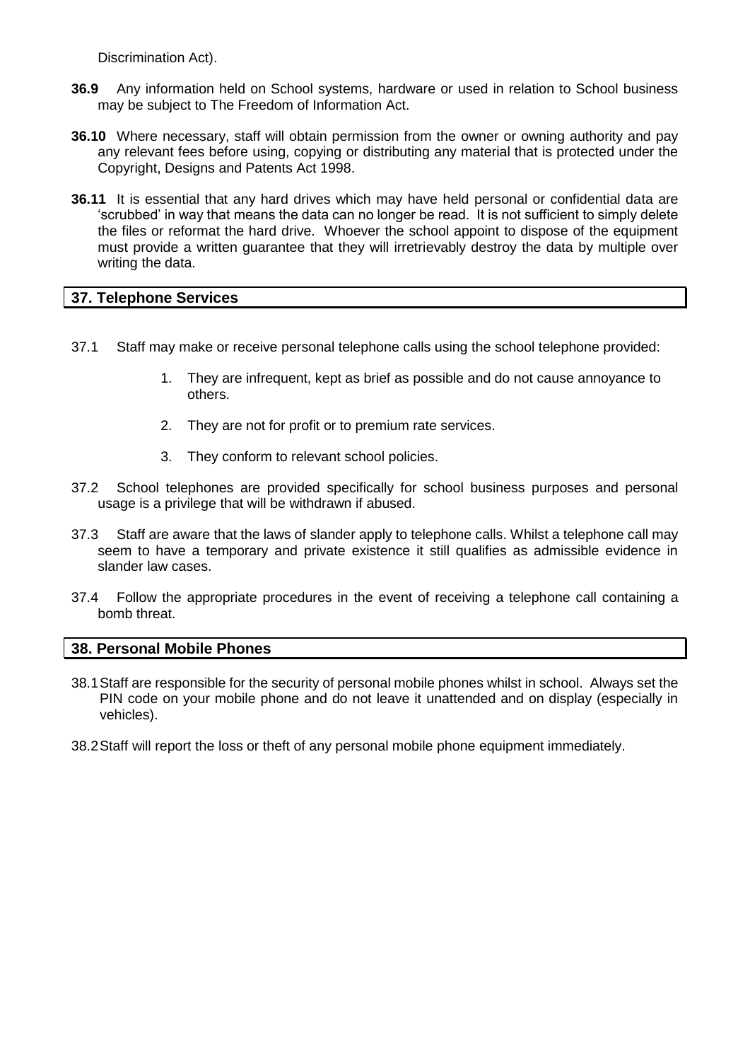Discrimination Act).

**36.9** Any information held on School systems, hardware or used in relation to School business may be subject to The Freedom of Information Act.

**36.10** Where necessary, staff will obtain permission from the owner or owning authority and pay any relevant fees before using, copying or distributing any material that is protected under the Copyright, Designs and Patents Act 1998.

**36.11** It is essential that any hard drives which may have held personal or confidential data are 'scrubbed' in way that means the data can no longer be read. It is not sufficient to simply delete the files or reformat the hard drive. Whoever the school appoint to dispose of the equipment must provide a written guarantee that they will irretrievably destroy the data by multiple over writing the data.

## 37. Telephone Services

37.1 Staff may make or receive personal telephone calls using the school telephone provided:

1. They are infrequent, kept as brief as possible and do not cause annoyance to others.
2. They are not for profit or to premium rate services.
3. They conform to relevant school policies.

37.2 School telephones are provided specifically for school business purposes and personal usage is a privilege that will be withdrawn if abused.

37.3 Staff are aware that the laws of slander apply to telephone calls. Whilst a telephone call may seem to have a temporary and private existence it still qualifies as admissible evidence in slander law cases.

37.4 Follow the appropriate procedures in the event of receiving a telephone call containing a bomb threat.

## 38. Personal Mobile Phones

38.1 Staff are responsible for the security of personal mobile phones whilst in school. Always set the PIN code on your mobile phone and do not leave it unattended and on display (especially in vehicles).

38.2 Staff will report the loss or theft of any personal mobile phone equipment immediately.